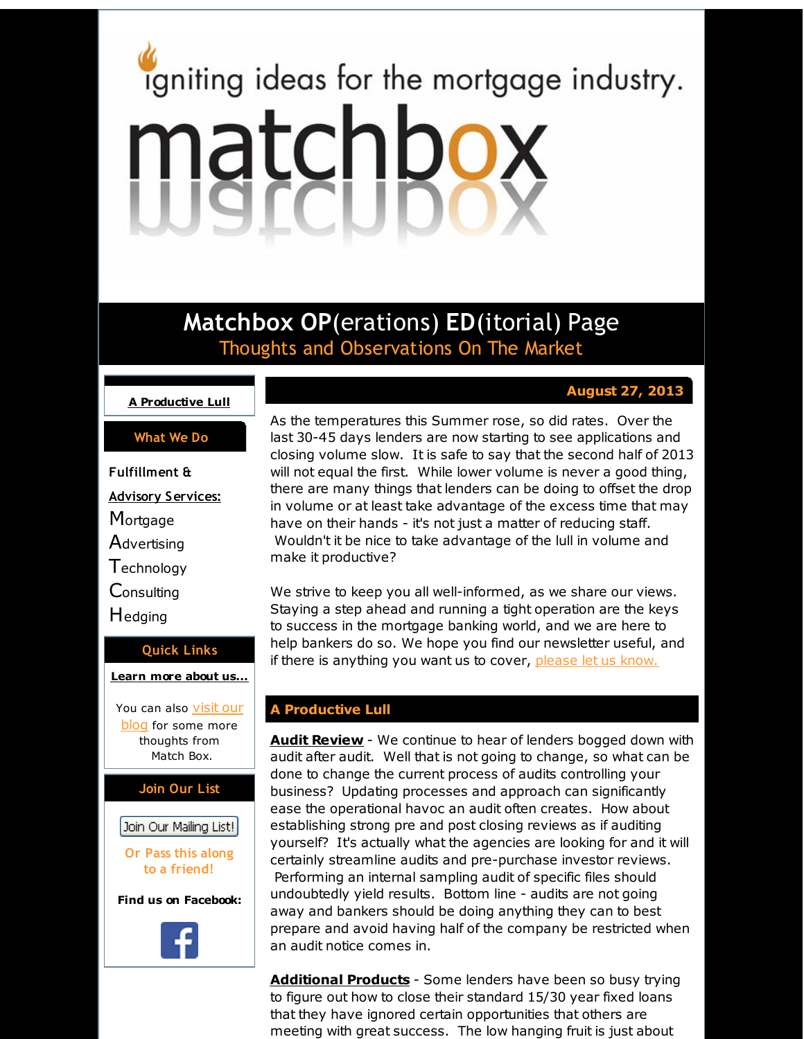igniting ideas for the mortgage industry.

# matchbox

## Matchbox OP(erations) ED(itorial) Page

Thoughts and Observations On The Market

**A Productive Lull**

**What We Do**

**Fulfillment & Advisory Services:**

- Mortgage
- Advertising
- Technology
- Consulting
- Hedging

**Quick Links**

**Learn more about us...**

You can also visit our blog for some more thoughts from Match Box.

**Join Our List**

Join Our Mailing List!

Or Pass this along to a friend!

**Find us on Facebook:**

**August 27, 2013**

As the temperatures this Summer rose, so did rates. Over the last 30-45 days lenders are now starting to see applications and closing volume slow. It is safe to say that the second half of 2013 will not equal the first. While lower volume is never a good thing, there are many things that lenders can be doing to offset the drop in volume or at least take advantage of the excess time that may have on their hands - it's not just a matter of reducing staff. Wouldn't it be nice to take advantage of the lull in volume and make it productive?

We strive to keep you all well-informed, as we share our views. Staying a step ahead and running a tight operation are the keys to success in the mortgage banking world, and we are here to help bankers do so. We hope you find our newsletter useful, and if there is anything you want us to cover, please let us know.

## A Productive Lull

**Audit Review** - We continue to hear of lenders bogged down with audit after audit. Well that is not going to change, so what can be done to change the current process of audits controlling your business? Updating processes and approach can significantly ease the operational havoc an audit often creates. How about establishing strong pre and post closing reviews as if auditing yourself? It's actually what the agencies are looking for and it will certainly streamline audits and pre-purchase investor reviews. Performing an internal sampling audit of specific files should undoubtedly yield results. Bottom line - audits are not going away and bankers should be doing anything they can to best prepare and avoid having half of the company be restricted when an audit notice comes in.

**Additional Products** - Some lenders have been so busy trying to figure out how to close their standard 15/30 year fixed loans that they have ignored certain opportunities that others are meeting with great success. The low hanging fruit is just about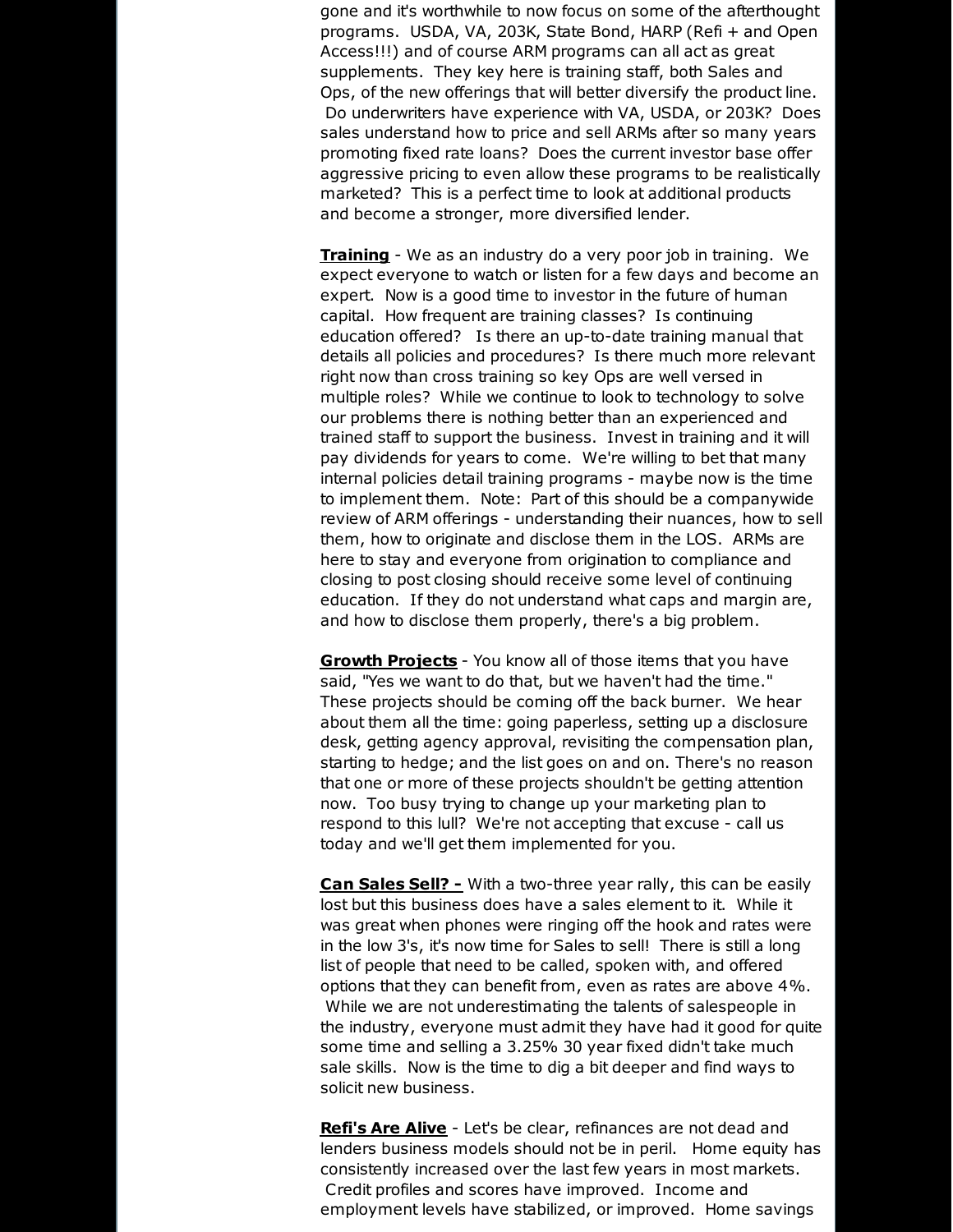gone and it's worthwhile to now focus on some of the afterthought programs. USDA, VA, 203K, State Bond, HARP (Refi + and Open Access!!!) and of course ARM programs can all act as great supplements. They key here is training staff, both Sales and Ops, of the new offerings that will better diversify the product line. Do underwriters have experience with VA, USDA, or 203K? Does sales understand how to price and sell ARMs after so many years promoting fixed rate loans? Does the current investor base offer aggressive pricing to even allow these programs to be realistically marketed? This is a perfect time to look at additional products and become a stronger, more diversified lender.

**Training** - We as an industry do a very poor job in training. We expect everyone to watch or listen for a few days and become an expert. Now is a good time to investor in the future of human capital. How frequent are training classes? Is continuing education offered? Is there an up-to-date training manual that details all policies and procedures? Is there much more relevant right now than cross training so key Ops are well versed in multiple roles? While we continue to look to technology to solve our problems there is nothing better than an experienced and trained staff to support the business. Invest in training and it will pay dividends for years to come. We're willing to bet that many internal policies detail training programs - maybe now is the time to implement them. Note: Part of this should be a companywide review of ARM offerings - understanding their nuances, how to sell them, how to originate and disclose them in the LOS. ARMs are here to stay and everyone from origination to compliance and closing to post closing should receive some level of continuing education. If they do not understand what caps and margin are, and how to disclose them properly, there's a big problem.

**Growth Projects** - You know all of those items that you have said, "Yes we want to do that, but we haven't had the time." These projects should be coming off the back burner. We hear about them all the time: going paperless, setting up a disclosure desk, getting agency approval, revisiting the compensation plan, starting to hedge; and the list goes on and on. There's no reason that one or more of these projects shouldn't be getting attention now. Too busy trying to change up your marketing plan to respond to this lull? We're not accepting that excuse - call us today and we'll get them implemented for you.

**Can Sales Sell? -** With a two-three year rally, this can be easily lost but this business does have a sales element to it. While it was great when phones were ringing off the hook and rates were in the low 3's, it's now time for Sales to sell! There is still a long list of people that need to be called, spoken with, and offered options that they can benefit from, even as rates are above 4%. While we are not underestimating the talents of salespeople in the industry, everyone must admit they have had it good for quite some time and selling a 3.25% 30 year fixed didn't take much sale skills. Now is the time to dig a bit deeper and find ways to solicit new business.

**Refi's Are Alive** - Let's be clear, refinances are not dead and lenders business models should not be in peril. Home equity has consistently increased over the last few years in most markets. Credit profiles and scores have improved. Income and employment levels have stabilized, or improved. Home savings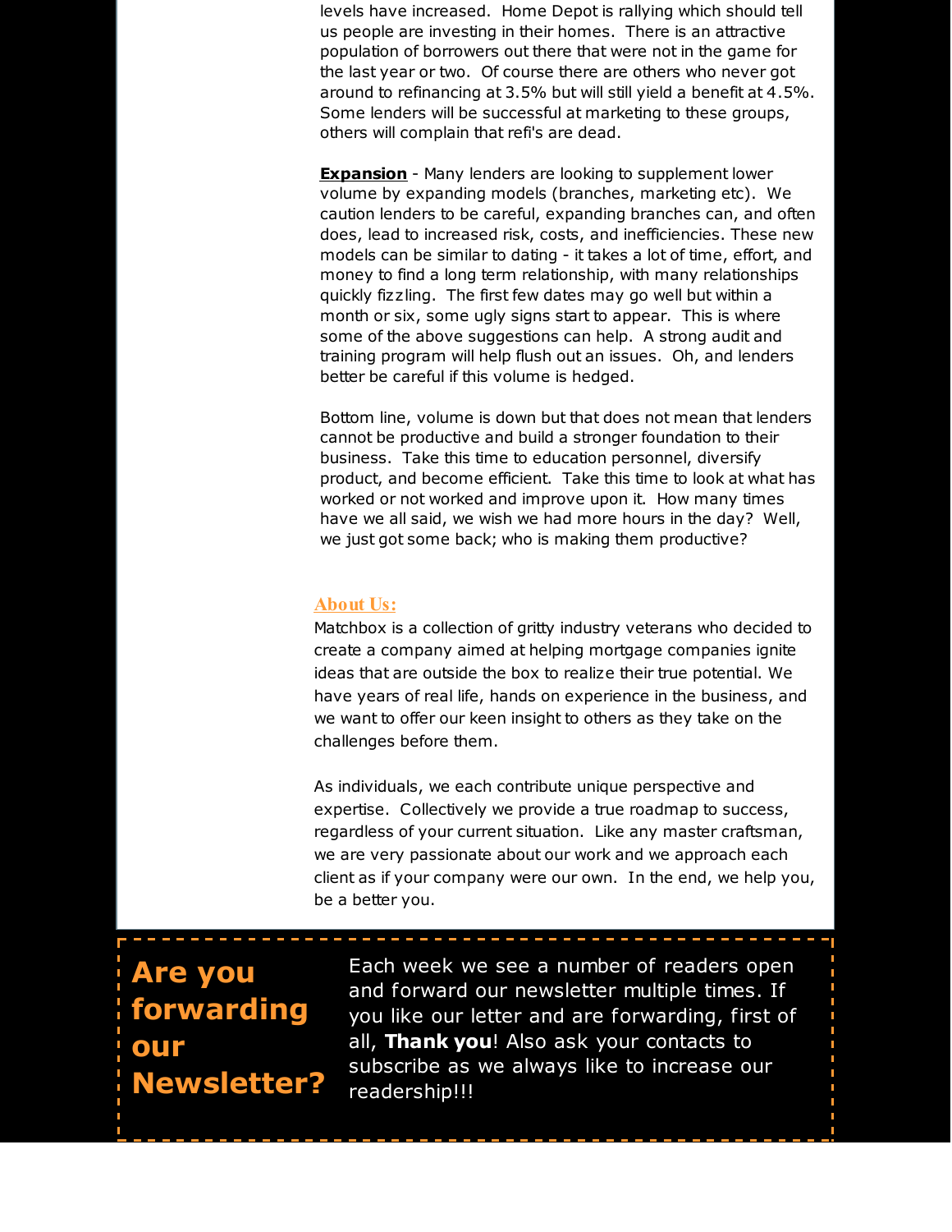levels have increased. Home Depot is rallying which should tell us people are investing in their homes. There is an attractive population of borrowers out there that were not in the game for the last year or two. Of course there are others who never got around to refinancing at 3.5% but will still yield a benefit at 4.5%. Some lenders will be successful at marketing to these groups, others will complain that refi's are dead.

**Expansion** - Many lenders are looking to supplement lower volume by expanding models (branches, marketing etc). We caution lenders to be careful, expanding branches can, and often does, lead to increased risk, costs, and inefficiencies. These new models can be similar to dating - it takes a lot of time, effort, and money to find a long term relationship, with many relationships quickly fizzling. The first few dates may go well but within a month or six, some ugly signs start to appear. This is where some of the above suggestions can help. A strong audit and training program will help flush out an issues. Oh, and lenders better be careful if this volume is hedged.

Bottom line, volume is down but that does not mean that lenders cannot be productive and build a stronger foundation to their business. Take this time to education personnel, diversify product, and become efficient. Take this time to look at what has worked or not worked and improve upon it. How many times have we all said, we wish we had more hours in the day? Well, we just got some back; who is making them productive?

## About Us:

Matchbox is a collection of gritty industry veterans who decided to create a company aimed at helping mortgage companies ignite ideas that are outside the box to realize their true potential. We have years of real life, hands on experience in the business, and we want to offer our keen insight to others as they take on the challenges before them.

As individuals, we each contribute unique perspective and expertise. Collectively we provide a true roadmap to success, regardless of your current situation. Like any master craftsman, we are very passionate about our work and we approach each client as if your company were our own. In the end, we help you, be a better you.

## Are you forwarding our Newsletter?

Each week we see a number of readers open and forward our newsletter multiple times. If you like our letter and are forwarding, first of all, **Thank you**! Also ask your contacts to subscribe as we always like to increase our readership!!!